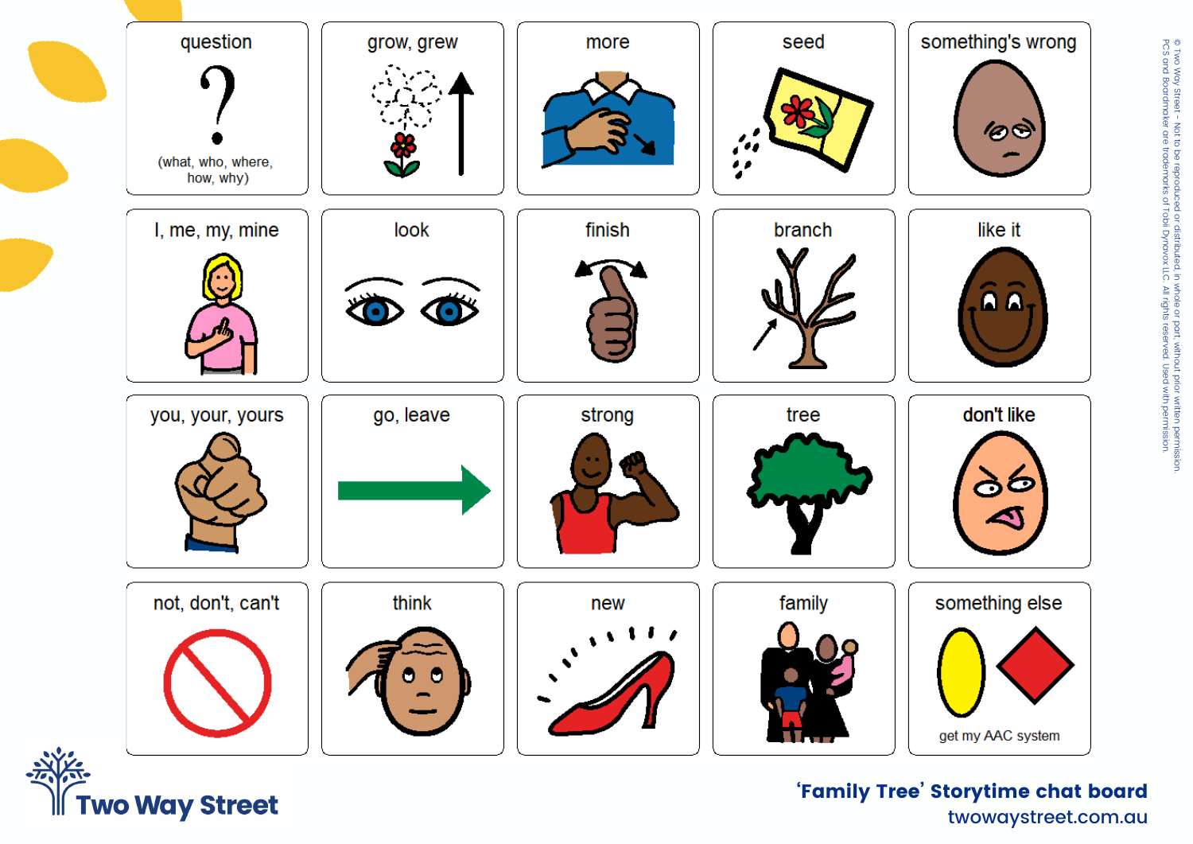| question (what, who, where, how, why) | grow, grew | more | seed | something's wrong |
| --- | --- | --- | --- | --- |
| I, me, my, mine | look | finish | branch | like it |
| you, your, yours | go, leave | strong | tree | don't like |
| not, don't, can't | think | new | family | something else (get my AAC system) |

Two Way Street

**'Family Tree' Storytime chat board**

twowaystreet.com.au

© Two Way Street - Not to be reproduced or distributed, in whole or part, without prior written permission. PCS and Boardmaker are trademarks of Tobii Dynavox LLC. All rights reserved. Used with permission.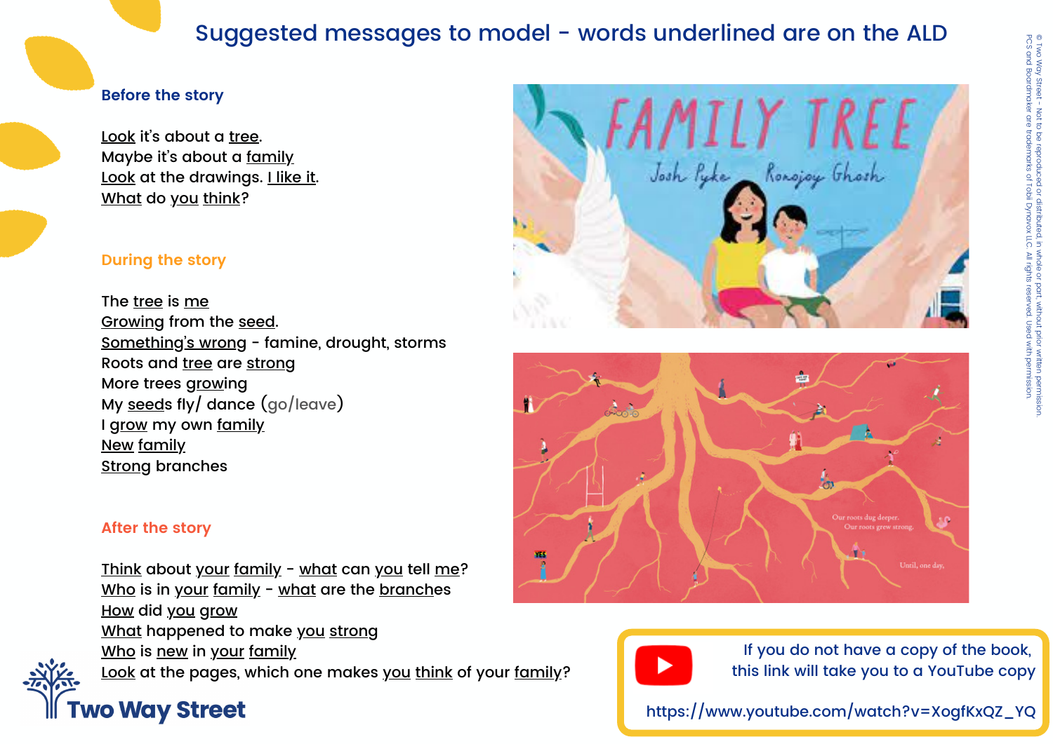# Suggested messages to model - words underlined are on the ALD

## Before the story

Look it's about a tree.
Maybe it's about a family
Look at the drawings. I like it.
What do you think?

## During the story

The tree is me
Growing from the seed.
Something's wrong - famine, drought, storms
Roots and tree are strong
More trees growing
My seeds fly/ dance (go/leave)
I grow my own family
New family
Strong branches

## After the story

Think about your family - what can you tell me?
Who is in your family - what are the branches
How did you grow
What happened to make you strong
Who is new in your family
Look at the pages, which one makes you think of your family?

If you do not have a copy of the book, this link will take you to a YouTube copy

https://www.youtube.com/watch?v=XogfKxQZ_YQ

© Two Way Street - Not to be reproduced or distributed, in whole or part, without prior written permission. PCS and Boardmaker are trademarks of Tobii Dynavox LLC. All rights reserved. Used with permission.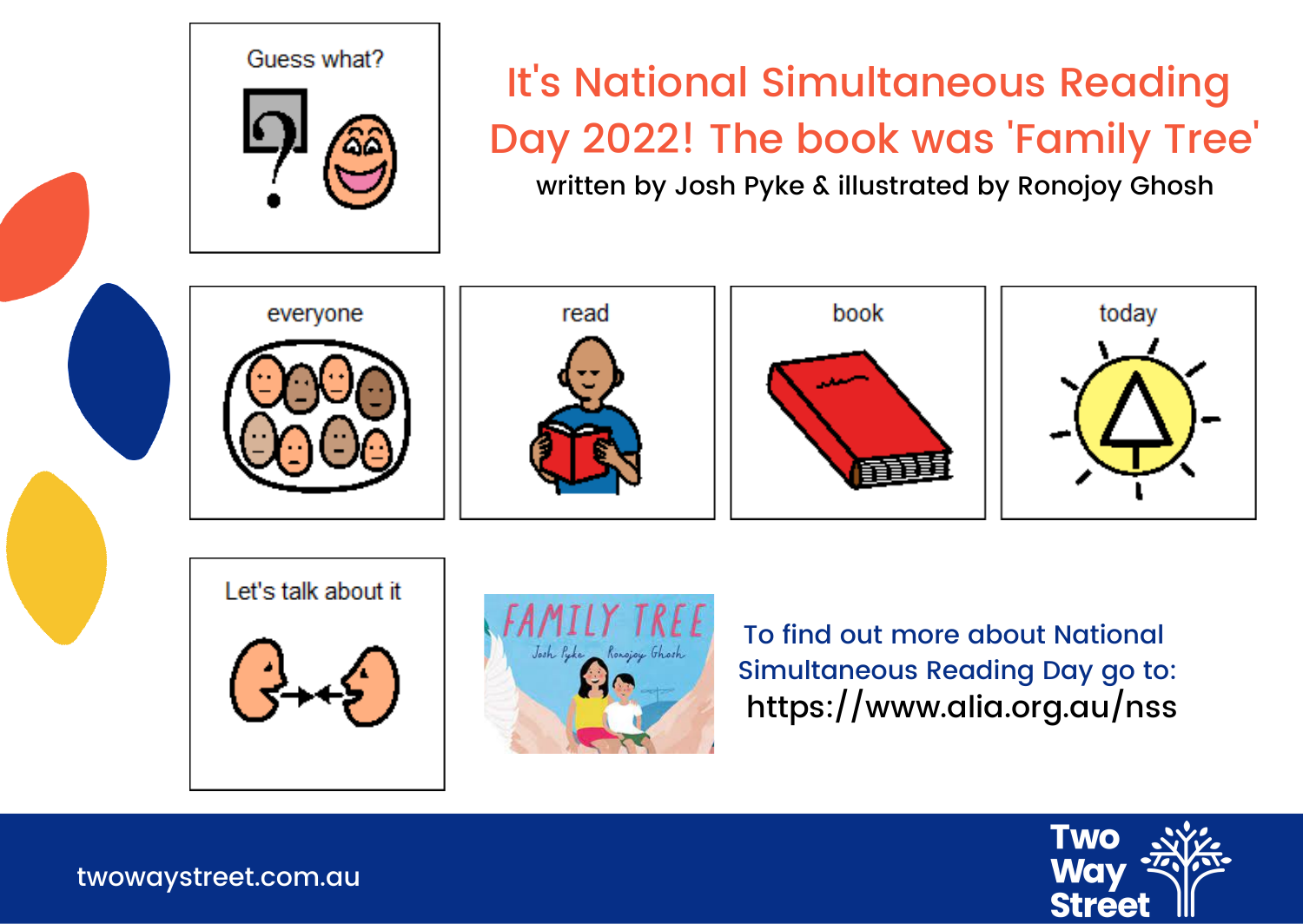Guess what?

# It's National Simultaneous Reading Day 2022! The book was 'Family Tree'

written by Josh Pyke & illustrated by Ronojoy Ghosh

everyone | read | book | today

Let's talk about it

To find out more about National Simultaneous Reading Day go to: https://www.alia.org.au/nss

twowaystreet.com.au

Two Way Street